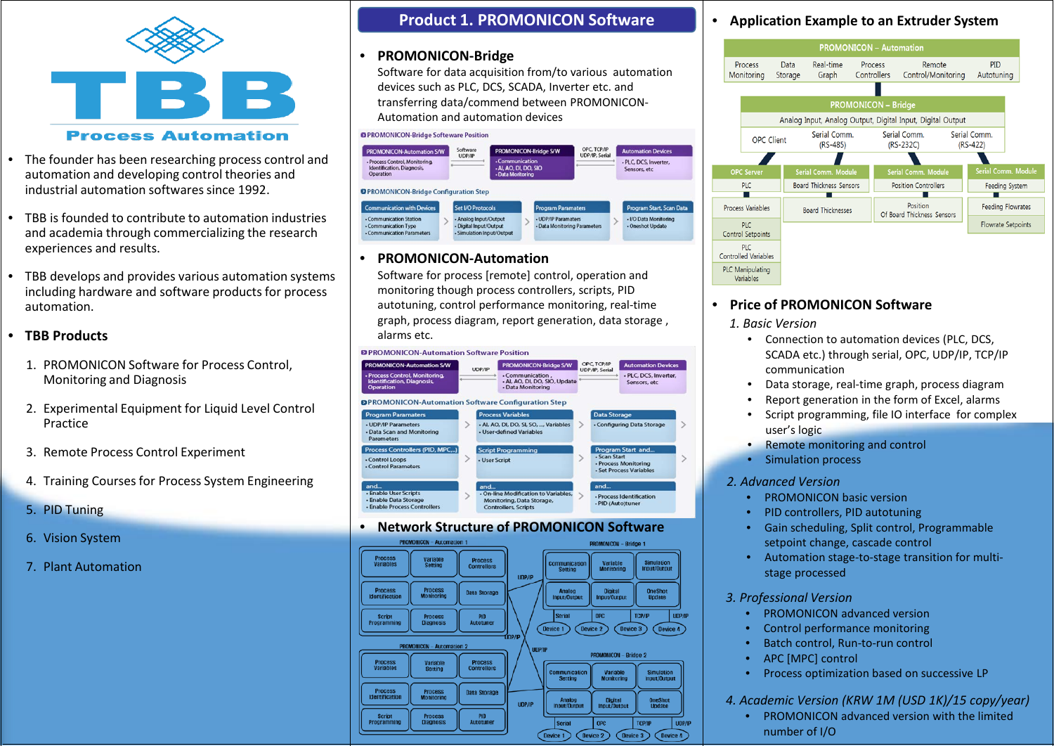# TBB Process Automation

- The founder has been researching process control and automation and developing control theories and industrial automation softwares since 1992.
- TBB is founded to contribute to automation industries and academia through commercializing the research experiences and results.
- TBB develops and provides various automation systems including hardware and software products for process automation.
- **TBB Products**

  1. PROMONICON Software for Process Control, Monitoring and Diagnosis
  2. Experimental Equipment for Liquid Level Control Practice
  3. Remote Process Control Experiment
  4. Training Courses for Process System Engineering
  5. PID Tuning
  6. Vision System
  7. Plant Automation

## Product 1. PROMONICON Software

- **PROMONICON-Bridge**

  Software for data acquisition from/to various automation devices such as PLC, DCS, SCADA, Inverter etc. and transferring data/commend between PROMONICON-Automation and automation devices

**PROMONICON-Bridge Softeware Position**

| PROMONICON-Automation S/W | Software UDP/IP | PROMONICON-Bridge S/W | OPC, TCP/IP UDP/IP, Serial | Automation Devices |
|---|---|---|---|---|
| • Process Control, Monitoring, Identification, Diagnosis, Operation | | • Communication • AI, AO, DI, DO, SIO • Data Monitoring | | • PLC, DCS, Inverter, Sensors, etc |

**PROMONICON-Bridge Configuration Step**

| Communication with Devices | Set I/O Protocols | Program Parameters | Program Start, Scan Data |
|---|---|---|---|
| • Communication Station • Communication Type • Communication Parameters | • Analog Input/Output • Digital Input/Output • Simulation Input/Output | • UDP/IP Parameters • Data Monitoring Parameters | • I/O Data Monitoring • Oneshot Update |

- **PROMONICON-Automation**

  Software for process [remote] control, operation and monitoring though process controllers, scripts, PID autotuning, control performance monitoring, real-time graph, process diagram, report generation, data storage , alarms etc.

**PROMONICON-Automation Software Position**

| PROMONICON-Automation S/W | UDP/IP | PROMONICON-Bridge S/W | OPC, TCP/IP UDP/IP, Serial | Automation Devices |
|---|---|---|---|---|
| • Process Control, Monitoring, Identification, Diagnosis, Operation | | • Communication , • AI, AO, DI, DO, SIO, Update • Data Monitoring | | • PLC, DCS, Inverter, Sensors, etc |

**PROMONICON-Automation Software Configuration Step**

| Program Parameters | Process Variables | Data Storage |
|---|---|---|
| • UDP/IP Parameters • Data Scan and Monitoring Parameters | • AI, AO, DI, DO, SI, SO, …, Variables • User-defined Variables | • Configuring Data Storage |
| **Process Controllers (PID, MPC,..)** • Control Loops • Control Parameters | **Script Programming** • User Script | **Program Start and…** • Scan Start • Process Monitoring • Set Process Variables |
| **and…** • Enable User Scripts • Enable Data Storage • Enable Process Controllers | **and…** • On-line Modification to Variables, Monitoring, Data Storage, Controllers, Scripts | **and…** • Process Identification • PID (Auto)tuner |

- **Network Structure of PROMONICON Software**

PROMONICON – Automation 1 / PROMONICON – Automation 2: Process Variables, Variable Setting, Process Controllers, Process Identification, Process Monitoring, Data Storage, Script Programming, Process Diagnosis, PID Autotuner

UDP/IP

PROMONICON – Bridge 1 / PROMONICON – Bridge 2: Communication Setting, Variable Monitoring, Simulation Input/Output, Analog Input/Output, Digital Input/Output, OneShot Update; Serial – Device 1, OPC – Device 2, TCP/IP – Device 3, UDP/IP – Device 4

- **Application Example to an Extruder System**

**PROMONICON – Automation**: Process Monitoring, Data Storage, Real-time Graph, Process Controllers, Remote Control/Monitoring, PID Autotuning

**PROMONICON – Bridge**: Analog Input, Analog Output, Digital Input, Digital Output; OPC Client, Serial Comm. (RS-485), Serial Comm. (RS-232C), Serial Comm. (RS-422)

| OPC Server | Serial Comm. Module | Serial Comm. Module | Serial Comm. Module |
|---|---|---|---|
| PLC | Board Thickness Sensors | Position Controllers | Feeding System |
| Process Variables; PLC Control Setpoints; PLC Controlled Variables; PLC Manipulating Variables | Board Thicknesses | Position Of Board Thickness Sensors | Feeding Flowrates; Flowrate Setpoints |

- **Price of PROMONICON Software**

  1. *Basic Version*
     - Connection to automation devices (PLC, DCS, SCADA etc.) through serial, OPC, UDP/IP, TCP/IP communication
     - Data storage, real-time graph, process diagram
     - Report generation in the form of Excel, alarms
     - Script programming, file IO interface for complex user's logic
     - Remote monitoring and control
     - Simulation process
  2. *Advanced Version*
     - PROMONICON basic version
     - PID controllers, PID autotuning
     - Gain scheduling, Split control, Programmable setpoint change, cascade control
     - Automation stage-to-stage transition for multi-stage processed
  3. *Professional Version*
     - PROMONICON advanced version
     - Control performance monitoring
     - Batch control, Run-to-run control
     - APC [MPC] control
     - Process optimization based on successive LP
  4. *Academic Version (KRW 1M (USD 1K)/15 copy/year)*
     - PROMONICON advanced version with the limited number of I/O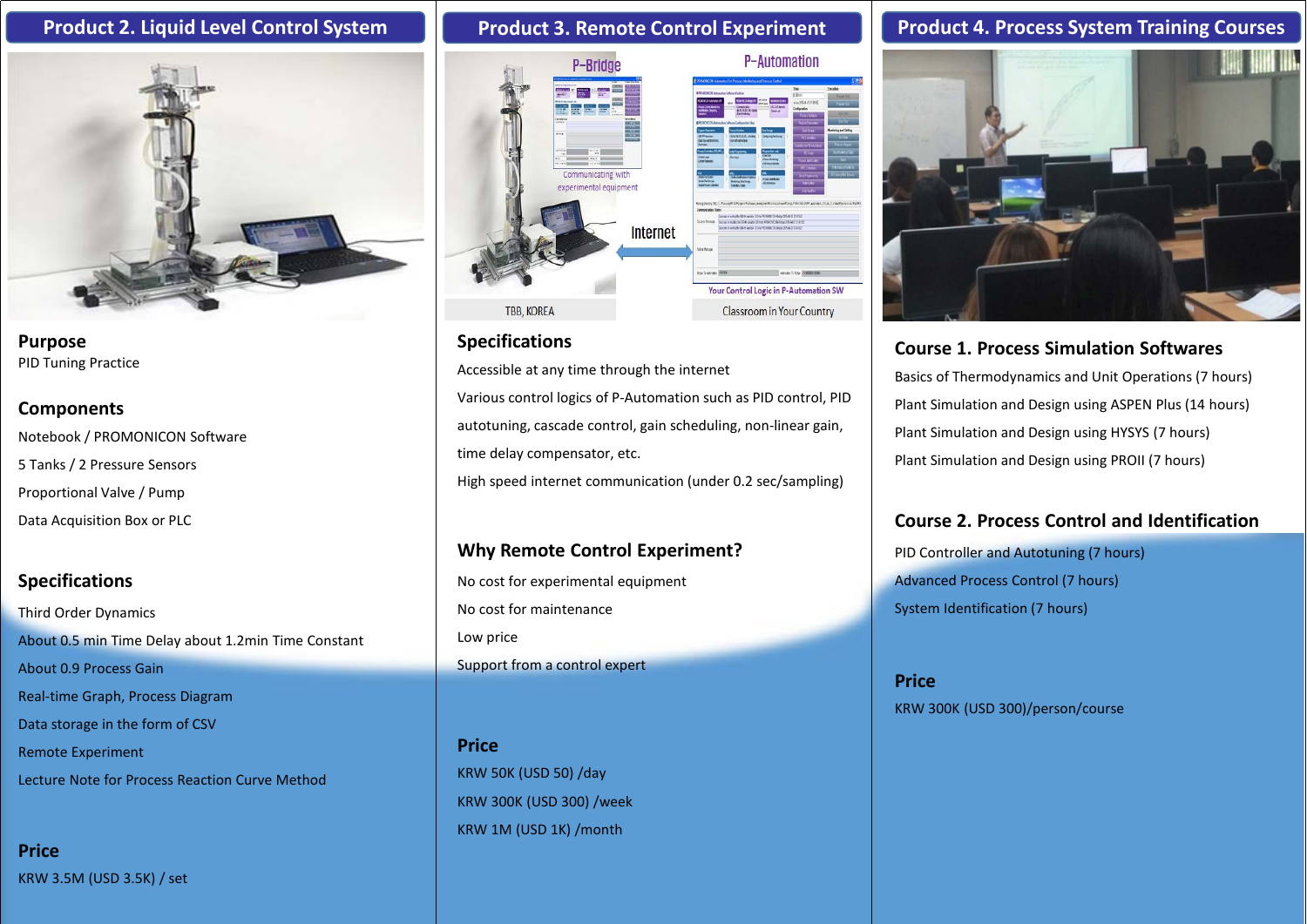## Product 2. Liquid Level Control System

### Purpose

PID Tuning Practice

### Components

Notebook / PROMONICON Software

5 Tanks / 2 Pressure Sensors

Proportional Valve / Pump

Data Acquisition Box or PLC

### Specifications

Third Order Dynamics

About 0.5 min Time Delay about 1.2min Time Constant

About 0.9 Process Gain

Real-time Graph, Process Diagram

Data storage in the form of CSV

Remote Experiment

Lecture Note for Process Reaction Curve Method

### Price

KRW 3.5M (USD 3.5K) / set

## Product 3. Remote Control Experiment

### Specifications

Accessible at any time through the internet

Various control logics of P-Automation such as PID control, PID autotuning, cascade control, gain scheduling, non-linear gain, time delay compensator, etc.

High speed internet communication (under 0.2 sec/sampling)

### Why Remote Control Experiment?

No cost for experimental equipment

No cost for maintenance

Low price

Support from a control expert

### Price

KRW 50K (USD 50) /day

KRW 300K (USD 300) /week

KRW 1M (USD 1K) /month

## Product 4. Process System Training Courses

### Course 1. Process Simulation Softwares

Basics of Thermodynamics and Unit Operations (7 hours)

Plant Simulation and Design using ASPEN Plus (14 hours)

Plant Simulation and Design using HYSYS (7 hours)

Plant Simulation and Design using PROII (7 hours)

### Course 2. Process Control and Identification

PID Controller and Autotuning (7 hours)

Advanced Process Control (7 hours)

System Identification (7 hours)

### Price

KRW 300K (USD 300)/person/course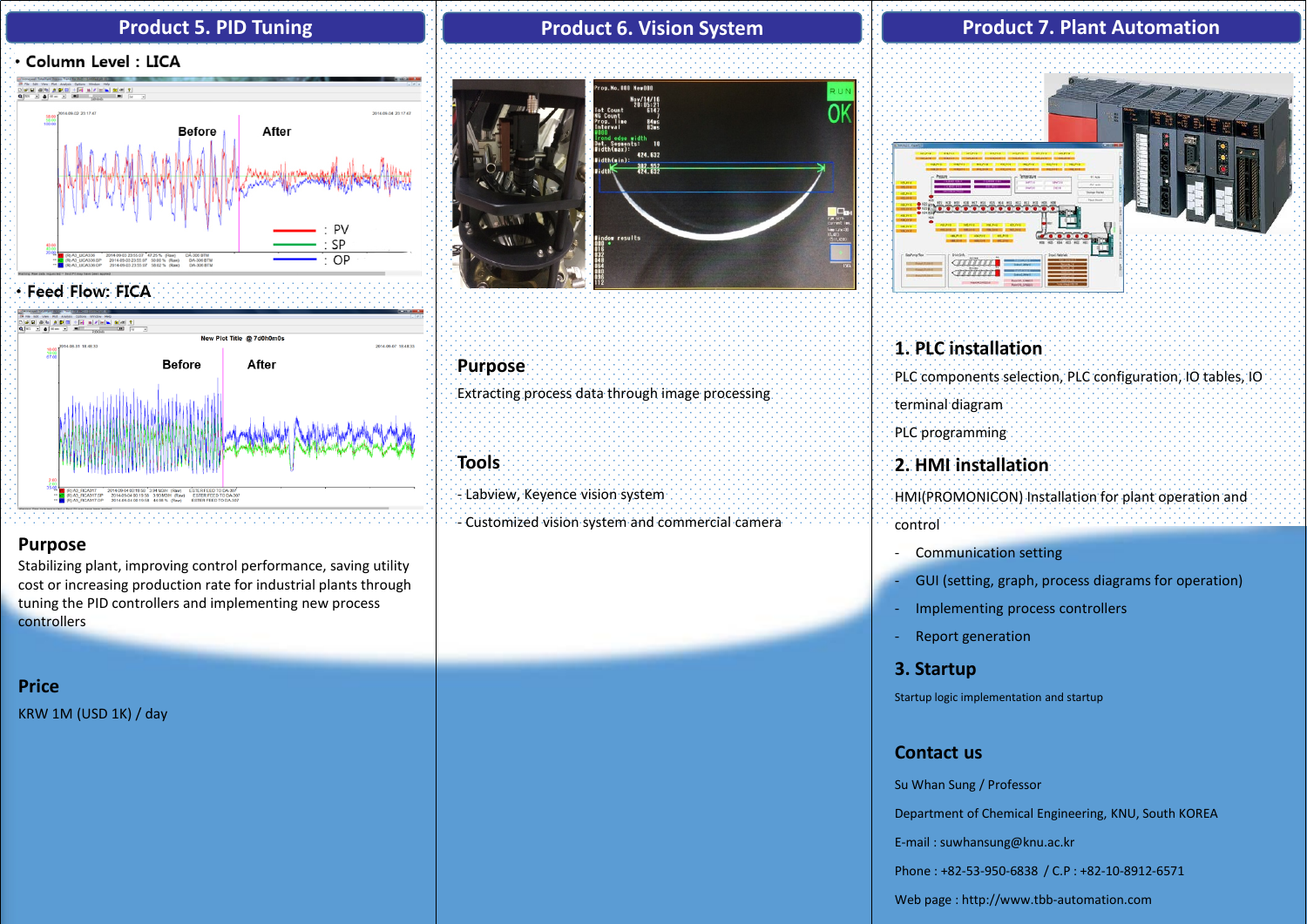## Product 5. PID Tuning

- **Column Level : LICA**

Before
After
PV
SP
OP

- **Feed Flow: FICA**

Before
After

### Purpose

Stabilizing plant, improving control performance, saving utility cost or increasing production rate for industrial plants through tuning the PID controllers and implementing new process controllers

### Price

KRW 1M (USD 1K) / day

## Product 6. Vision System

### Purpose

Extracting process data through image processing

### Tools

- Labview, Keyence vision system
- Customized vision system and commercial camera

## Product 7. Plant Automation

### 1. PLC installation

PLC components selection, PLC configuration, IO tables, IO terminal diagram

PLC programming

### 2. HMI installation

HMI(PROMONICON) Installation for plant operation and control

- Communication setting
- GUI (setting, graph, process diagrams for operation)
- Implementing process controllers
- Report generation

### 3. Startup

Startup logic implementation and startup

### Contact us

Su Whan Sung / Professor

Department of Chemical Engineering, KNU, South KOREA

E-mail : suwhansung@knu.ac.kr

Phone : +82-53-950-6838 / C.P : +82-10-8912-6571

Web page : http://www.tbb-automation.com